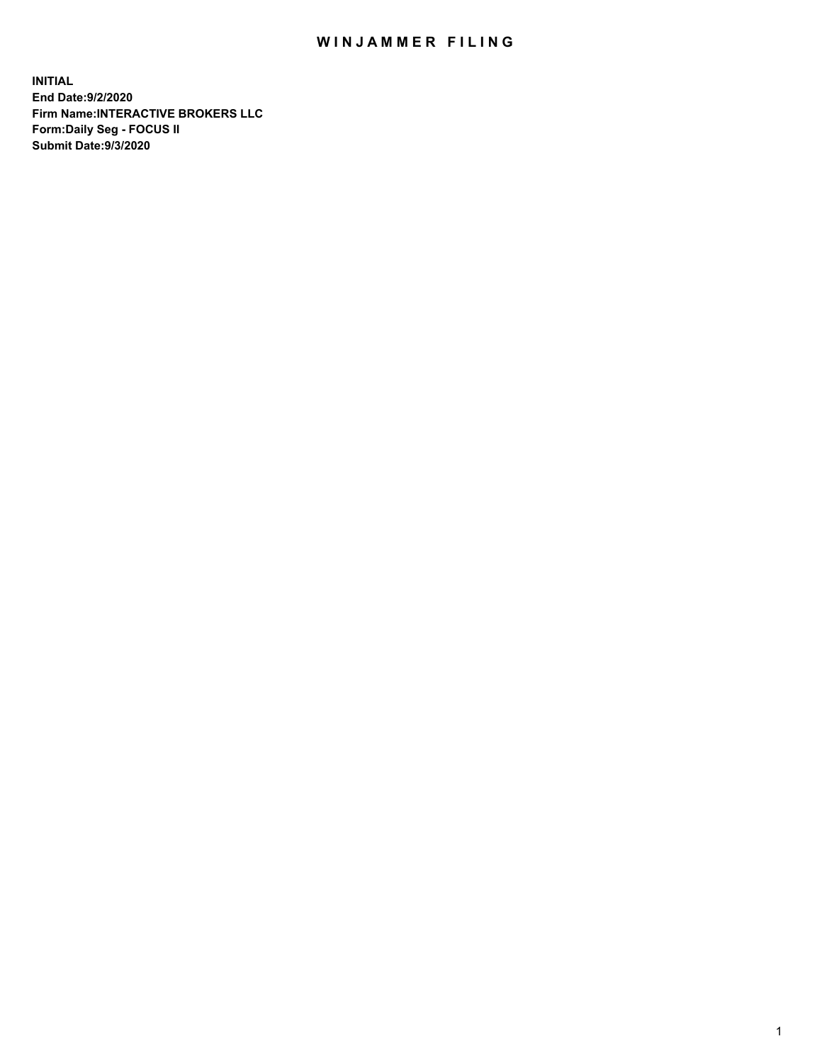# WINJAMMER FILING

**INITIAL**
**End Date:9/2/2020**
**Firm Name:INTERACTIVE BROKERS LLC**
**Form:Daily Seg - FOCUS II**
**Submit Date:9/3/2020**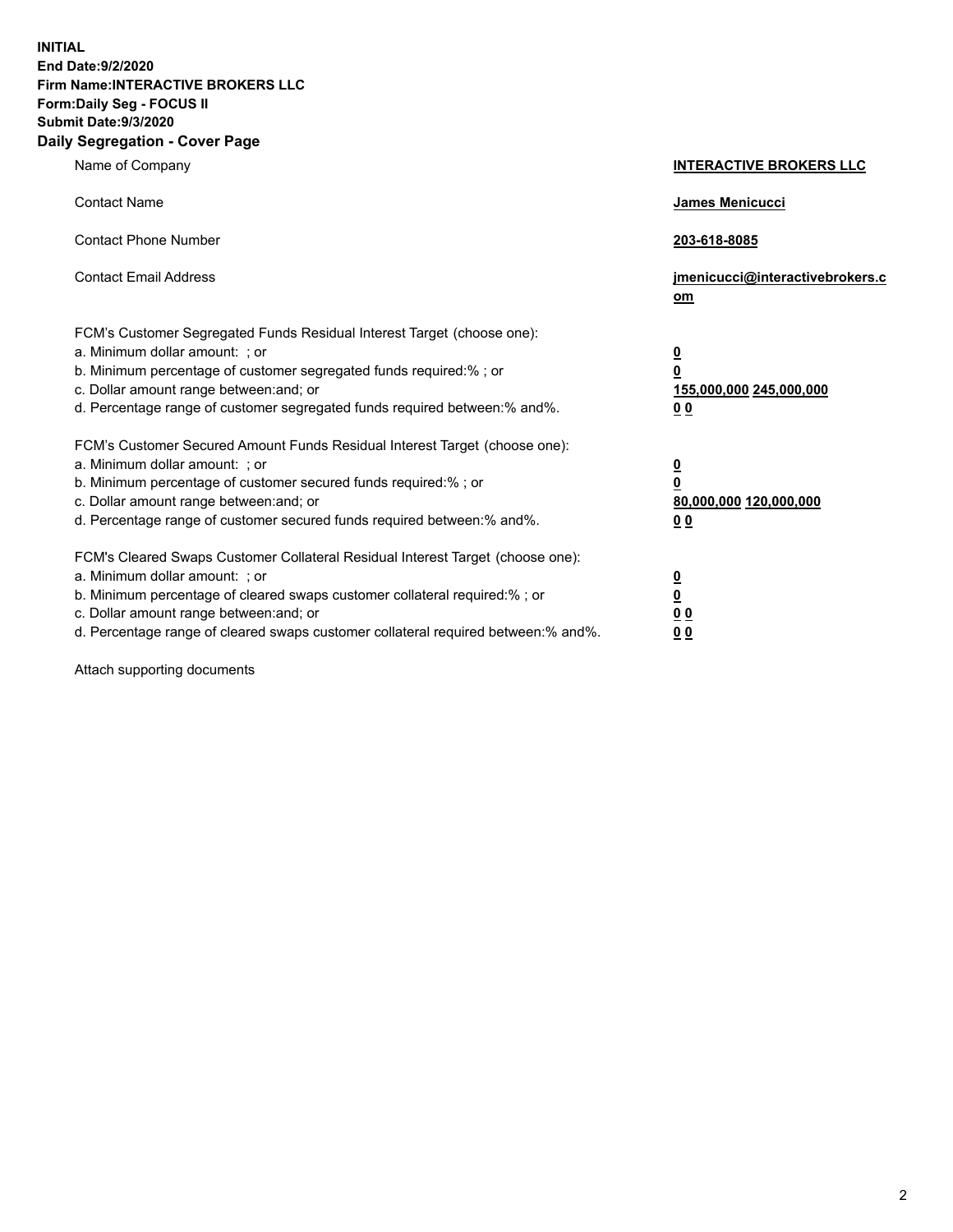**INITIAL**
**End Date:9/2/2020**
**Firm Name:INTERACTIVE BROKERS LLC**
**Form:Daily Seg - FOCUS II**
**Submit Date:9/3/2020**

## Daily Segregation - Cover Page

| | |
|---|---|
| Name of Company | **INTERACTIVE BROKERS LLC** |
| Contact Name | **James Menicucci** |
| Contact Phone Number | **203-618-8085** |
| Contact Email Address | **jmenicucci@interactivebrokers.com** |
| FCM's Customer Segregated Funds Residual Interest Target (choose one): | |
| a. Minimum dollar amount: ; or | **0** |
| b. Minimum percentage of customer segregated funds required:% ; or | **0** |
| c. Dollar amount range between:and; or | **155,000,000 245,000,000** |
| d. Percentage range of customer segregated funds required between:% and%. | **0 0** |
| FCM's Customer Secured Amount Funds Residual Interest Target (choose one): | |
| a. Minimum dollar amount: ; or | **0** |
| b. Minimum percentage of customer secured funds required:% ; or | **0** |
| c. Dollar amount range between:and; or | **80,000,000 120,000,000** |
| d. Percentage range of customer secured funds required between:% and%. | **0 0** |
| FCM's Cleared Swaps Customer Collateral Residual Interest Target (choose one): | |
| a. Minimum dollar amount: ; or | **0** |
| b. Minimum percentage of cleared swaps customer collateral required:% ; or | **0** |
| c. Dollar amount range between:and; or | **0 0** |
| d. Percentage range of cleared swaps customer collateral required between:% and%. | **0 0** |

Attach supporting documents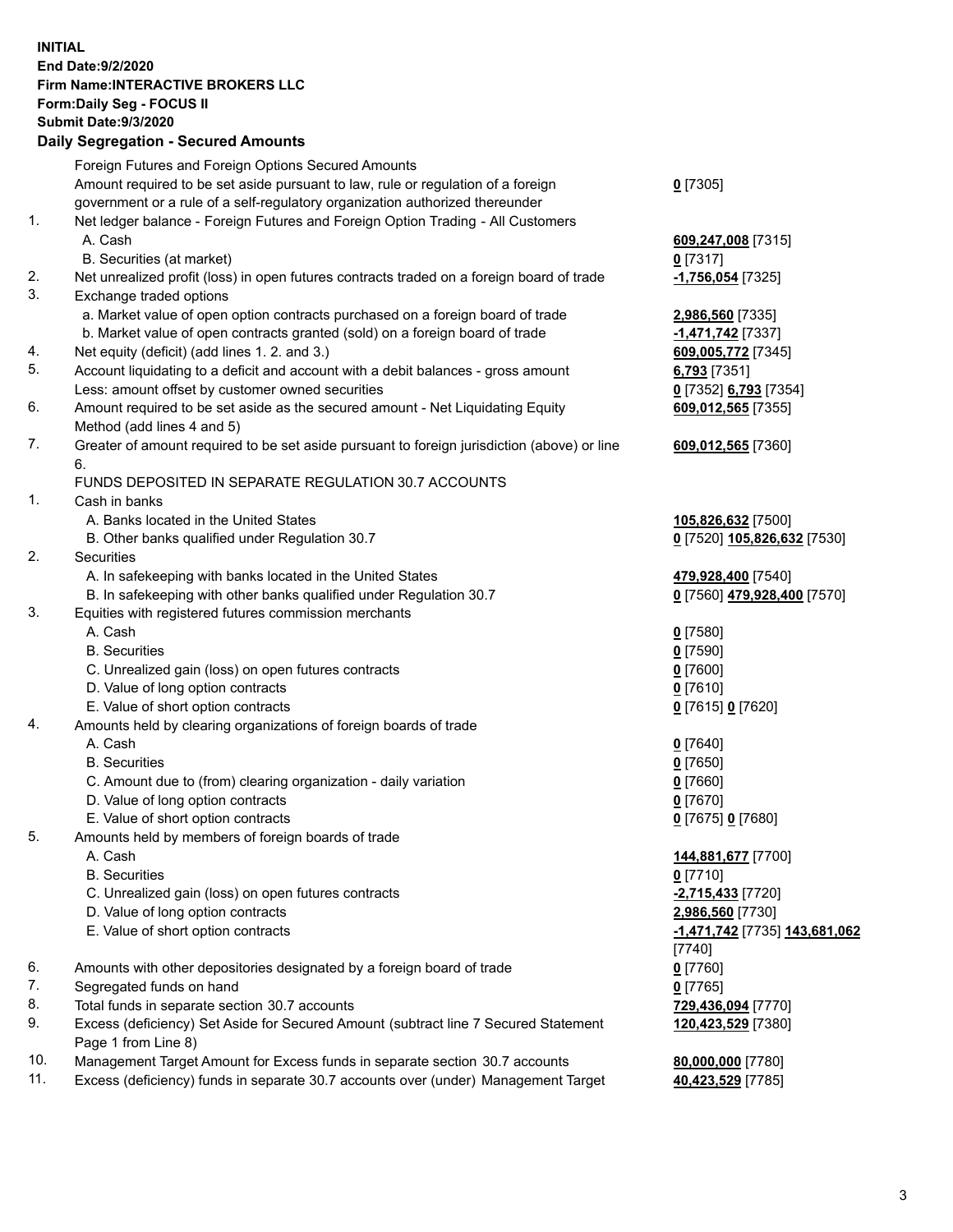**INITIAL**
**End Date:9/2/2020**
**Firm Name:INTERACTIVE BROKERS LLC**
**Form:Daily Seg - FOCUS II**
**Submit Date:9/3/2020**

## Daily Segregation - Secured Amounts

| | | |
|---|---|---|
| | Foreign Futures and Foreign Options Secured Amounts | |
| | Amount required to be set aside pursuant to law, rule or regulation of a foreign government or a rule of a self-regulatory organization authorized thereunder | **0** [7305] |
| 1. | Net ledger balance - Foreign Futures and Foreign Option Trading - All Customers | |
| | A. Cash | **609,247,008** [7315] |
| | B. Securities (at market) | **0** [7317] |
| 2. | Net unrealized profit (loss) in open futures contracts traded on a foreign board of trade | **-1,756,054** [7325] |
| 3. | Exchange traded options | |
| | a. Market value of open option contracts purchased on a foreign board of trade | **2,986,560** [7335] |
| | b. Market value of open contracts granted (sold) on a foreign board of trade | **-1,471,742** [7337] |
| 4. | Net equity (deficit) (add lines 1. 2. and 3.) | **609,005,772** [7345] |
| 5. | Account liquidating to a deficit and account with a debit balances - gross amount | **6,793** [7351] |
| | Less: amount offset by customer owned securities | **0** [7352] **6,793** [7354] |
| 6. | Amount required to be set aside as the secured amount - Net Liquidating Equity Method (add lines 4 and 5) | **609,012,565** [7355] |
| 7. | Greater of amount required to be set aside pursuant to foreign jurisdiction (above) or line 6. | **609,012,565** [7360] |
| | FUNDS DEPOSITED IN SEPARATE REGULATION 30.7 ACCOUNTS | |
| 1. | Cash in banks | |
| | A. Banks located in the United States | **105,826,632** [7500] |
| | B. Other banks qualified under Regulation 30.7 | **0** [7520] **105,826,632** [7530] |
| 2. | Securities | |
| | A. In safekeeping with banks located in the United States | **479,928,400** [7540] |
| | B. In safekeeping with other banks qualified under Regulation 30.7 | **0** [7560] **479,928,400** [7570] |
| 3. | Equities with registered futures commission merchants | |
| | A. Cash | **0** [7580] |
| | B. Securities | **0** [7590] |
| | C. Unrealized gain (loss) on open futures contracts | **0** [7600] |
| | D. Value of long option contracts | **0** [7610] |
| | E. Value of short option contracts | **0** [7615] **0** [7620] |
| 4. | Amounts held by clearing organizations of foreign boards of trade | |
| | A. Cash | **0** [7640] |
| | B. Securities | **0** [7650] |
| | C. Amount due to (from) clearing organization - daily variation | **0** [7660] |
| | D. Value of long option contracts | **0** [7670] |
| | E. Value of short option contracts | **0** [7675] **0** [7680] |
| 5. | Amounts held by members of foreign boards of trade | |
| | A. Cash | **144,881,677** [7700] |
| | B. Securities | **0** [7710] |
| | C. Unrealized gain (loss) on open futures contracts | **-2,715,433** [7720] |
| | D. Value of long option contracts | **2,986,560** [7730] |
| | E. Value of short option contracts | **-1,471,742** [7735] **143,681,062** [7740] |
| 6. | Amounts with other depositories designated by a foreign board of trade | **0** [7760] |
| 7. | Segregated funds on hand | **0** [7765] |
| 8. | Total funds in separate section 30.7 accounts | **729,436,094** [7770] |
| 9. | Excess (deficiency) Set Aside for Secured Amount (subtract line 7 Secured Statement Page 1 from Line 8) | **120,423,529** [7380] |
| 10. | Management Target Amount for Excess funds in separate section 30.7 accounts | **80,000,000** [7780] |
| 11. | Excess (deficiency) funds in separate 30.7 accounts over (under) Management Target | **40,423,529** [7785] |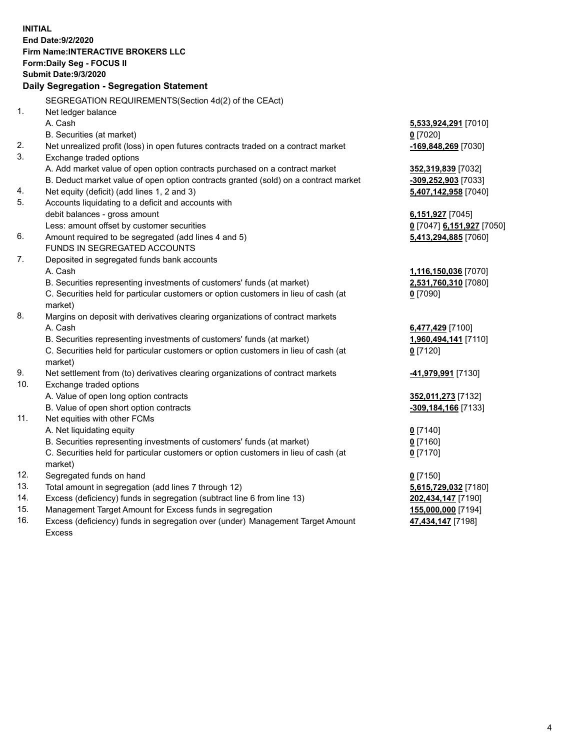**INITIAL**
**End Date:9/2/2020**
**Firm Name:INTERACTIVE BROKERS LLC**
**Form:Daily Seg - FOCUS II**
**Submit Date:9/3/2020**

## Daily Segregation - Segregation Statement

| | | |
|---|---|---|
| | SEGREGATION REQUIREMENTS(Section 4d(2) of the CEAct) | |
| 1. | Net ledger balance | |
| | A. Cash | **5,533,924,291** [7010] |
| | B. Securities (at market) | **0** [7020] |
| 2. | Net unrealized profit (loss) in open futures contracts traded on a contract market | **-169,848,269** [7030] |
| 3. | Exchange traded options | |
| | A. Add market value of open option contracts purchased on a contract market | **352,319,839** [7032] |
| | B. Deduct market value of open option contracts granted (sold) on a contract market | **-309,252,903** [7033] |
| 4. | Net equity (deficit) (add lines 1, 2 and 3) | **5,407,142,958** [7040] |
| 5. | Accounts liquidating to a deficit and accounts with debit balances - gross amount | **6,151,927** [7045] |
| | Less: amount offset by customer securities | **0** [7047] **6,151,927** [7050] |
| 6. | Amount required to be segregated (add lines 4 and 5) | **5,413,294,885** [7060] |
| | FUNDS IN SEGREGATED ACCOUNTS | |
| 7. | Deposited in segregated funds bank accounts | |
| | A. Cash | **1,116,150,036** [7070] |
| | B. Securities representing investments of customers' funds (at market) | **2,531,760,310** [7080] |
| | C. Securities held for particular customers or option customers in lieu of cash (at market) | **0** [7090] |
| 8. | Margins on deposit with derivatives clearing organizations of contract markets | |
| | A. Cash | **6,477,429** [7100] |
| | B. Securities representing investments of customers' funds (at market) | **1,960,494,141** [7110] |
| | C. Securities held for particular customers or option customers in lieu of cash (at market) | **0** [7120] |
| 9. | Net settlement from (to) derivatives clearing organizations of contract markets | **-41,979,991** [7130] |
| 10. | Exchange traded options | |
| | A. Value of open long option contracts | **352,011,273** [7132] |
| | B. Value of open short option contracts | **-309,184,166** [7133] |
| 11. | Net equities with other FCMs | |
| | A. Net liquidating equity | **0** [7140] |
| | B. Securities representing investments of customers' funds (at market) | **0** [7160] |
| | C. Securities held for particular customers or option customers in lieu of cash (at market) | **0** [7170] |
| 12. | Segregated funds on hand | **0** [7150] |
| 13. | Total amount in segregation (add lines 7 through 12) | **5,615,729,032** [7180] |
| 14. | Excess (deficiency) funds in segregation (subtract line 6 from line 13) | **202,434,147** [7190] |
| 15. | Management Target Amount for Excess funds in segregation | **155,000,000** [7194] |
| 16. | Excess (deficiency) funds in segregation over (under) Management Target Amount Excess | **47,434,147** [7198] |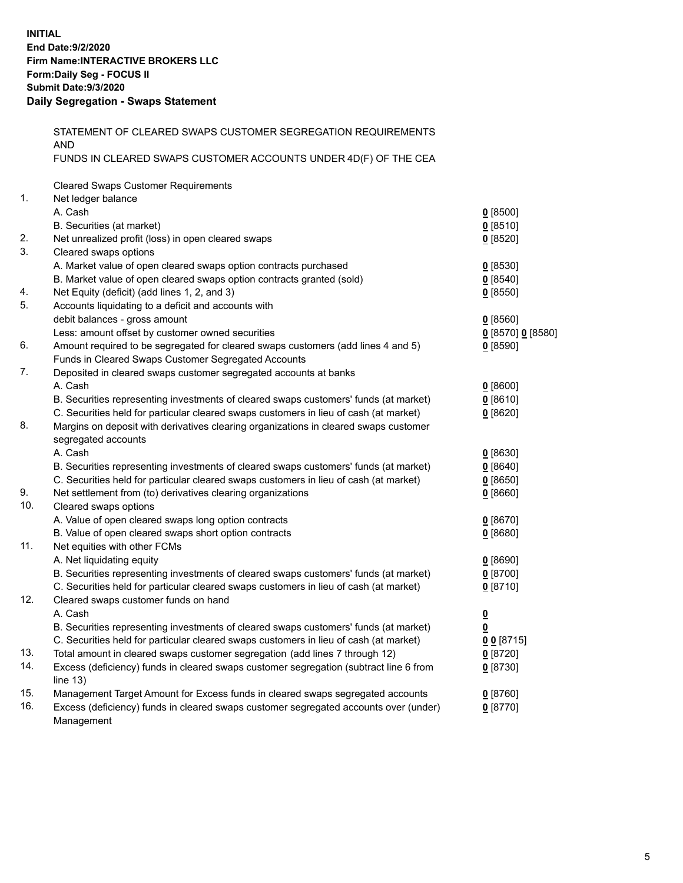**INITIAL**
**End Date:9/2/2020**
**Firm Name:INTERACTIVE BROKERS LLC**
**Form:Daily Seg - FOCUS II**
**Submit Date:9/3/2020**
**Daily Segregation - Swaps Statement**

STATEMENT OF CLEARED SWAPS CUSTOMER SEGREGATION REQUIREMENTS AND FUNDS IN CLEARED SWAPS CUSTOMER ACCOUNTS UNDER 4D(F) OF THE CEA

| | | |
|---|---|---|
| | Cleared Swaps Customer Requirements | |
| 1. | Net ledger balance | |
| | A. Cash | 0 [8500] |
| | B. Securities (at market) | 0 [8510] |
| 2. | Net unrealized profit (loss) in open cleared swaps | 0 [8520] |
| 3. | Cleared swaps options | |
| | A. Market value of open cleared swaps option contracts purchased | 0 [8530] |
| | B. Market value of open cleared swaps option contracts granted (sold) | 0 [8540] |
| 4. | Net Equity (deficit) (add lines 1, 2, and 3) | 0 [8550] |
| 5. | Accounts liquidating to a deficit and accounts with | |
| | debit balances - gross amount | 0 [8560] |
| | Less: amount offset by customer owned securities | 0 [8570] 0 [8580] |
| 6. | Amount required to be segregated for cleared swaps customers (add lines 4 and 5) | 0 [8590] |
| | Funds in Cleared Swaps Customer Segregated Accounts | |
| 7. | Deposited in cleared swaps customer segregated accounts at banks | |
| | A. Cash | 0 [8600] |
| | B. Securities representing investments of cleared swaps customers' funds (at market) | 0 [8610] |
| | C. Securities held for particular cleared swaps customers in lieu of cash (at market) | 0 [8620] |
| 8. | Margins on deposit with derivatives clearing organizations in cleared swaps customer segregated accounts | |
| | A. Cash | 0 [8630] |
| | B. Securities representing investments of cleared swaps customers' funds (at market) | 0 [8640] |
| | C. Securities held for particular cleared swaps customers in lieu of cash (at market) | 0 [8650] |
| 9. | Net settlement from (to) derivatives clearing organizations | 0 [8660] |
| 10. | Cleared swaps options | |
| | A. Value of open cleared swaps long option contracts | 0 [8670] |
| | B. Value of open cleared swaps short option contracts | 0 [8680] |
| 11. | Net equities with other FCMs | |
| | A. Net liquidating equity | 0 [8690] |
| | B. Securities representing investments of cleared swaps customers' funds (at market) | 0 [8700] |
| | C. Securities held for particular cleared swaps customers in lieu of cash (at market) | 0 [8710] |
| 12. | Cleared swaps customer funds on hand | |
| | A. Cash | 0 |
| | B. Securities representing investments of cleared swaps customers' funds (at market) | 0 |
| | C. Securities held for particular cleared swaps customers in lieu of cash (at market) | 0 0 [8715] |
| 13. | Total amount in cleared swaps customer segregation (add lines 7 through 12) | 0 [8720] |
| 14. | Excess (deficiency) funds in cleared swaps customer segregation (subtract line 6 from line 13) | 0 [8730] |
| 15. | Management Target Amount for Excess funds in cleared swaps segregated accounts | 0 [8760] |
| 16. | Excess (deficiency) funds in cleared swaps customer segregated accounts over (under) Management | 0 [8770] |